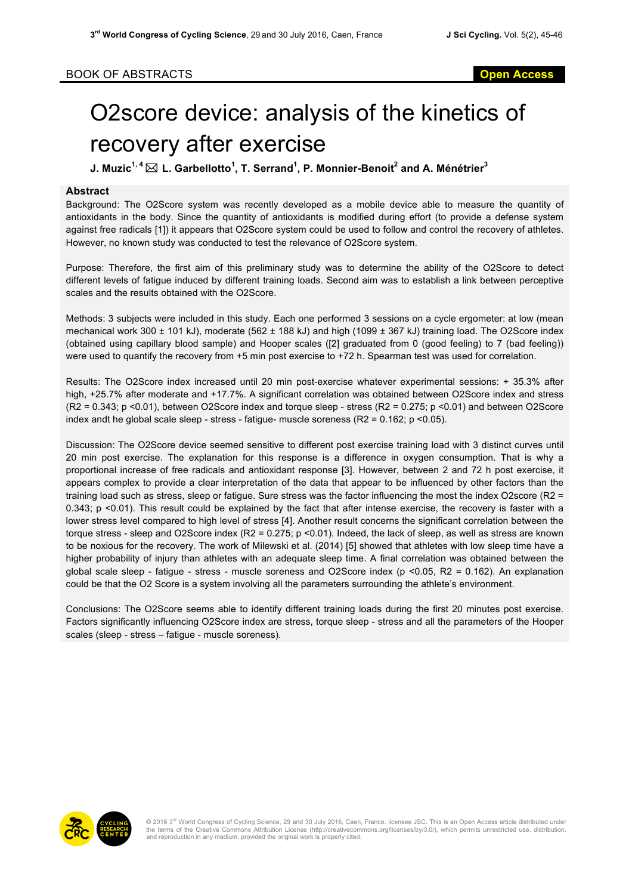BOOK OF ABSTRACTS

# O2score device: analysis of the kinetics of recovery after exercise

**J. Muzic[1, 4] ✉ L. Garbellotto[1], T. Serrand[1], P. Monnier-Benoit[2] and A. Ménétrier[3]**

## Abstract

Background: The O2Score system was recently developed as a mobile device able to measure the quantity of antioxidants in the body. Since the quantity of antioxidants is modified during effort (to provide a defense system against free radicals [1]) it appears that O2Score system could be used to follow and control the recovery of athletes. However, no known study was conducted to test the relevance of O2Score system.

Purpose: Therefore, the first aim of this preliminary study was to determine the ability of the O2Score to detect different levels of fatigue induced by different training loads. Second aim was to establish a link between perceptive scales and the results obtained with the O2Score.

Methods: 3 subjects were included in this study. Each one performed 3 sessions on a cycle ergometer: at low (mean mechanical work 300 ± 101 kJ), moderate (562 ± 188 kJ) and high (1099 ± 367 kJ) training load. The O2Score index (obtained using capillary blood sample) and Hooper scales ([2] graduated from 0 (good feeling) to 7 (bad feeling)) were used to quantify the recovery from +5 min post exercise to +72 h. Spearman test was used for correlation.

Results: The O2Score index increased until 20 min post-exercise whatever experimental sessions: + 35.3% after high, +25.7% after moderate and +17.7%. A significant correlation was obtained between O2Score index and stress ($R^2 = 0.343$; $p < 0.01$), between O2Score index and torque sleep - stress ($R^2 = 0.275$; $p < 0.01$) and between O2Score index andt he global scale sleep - stress - fatigue- muscle soreness ($R^2 = 0.162$; $p < 0.05$).

Discussion: The O2Score device seemed sensitive to different post exercise training load with 3 distinct curves until 20 min post exercise. The explanation for this response is a difference in oxygen consumption. That is why a proportional increase of free radicals and antioxidant response [3]. However, between 2 and 72 h post exercise, it appears complex to provide a clear interpretation of the data that appear to be influenced by other factors than the training load such as stress, sleep or fatigue. Sure stress was the factor influencing the most the index O2score ($R^2 = 0.343$; $p < 0.01$). This result could be explained by the fact that after intense exercise, the recovery is faster with a lower stress level compared to high level of stress [4]. Another result concerns the significant correlation between the torque stress - sleep and O2Score index ($R^2 = 0.275$; $p < 0.01$). Indeed, the lack of sleep, as well as stress are known to be noxious for the recovery. The work of Milewski et al. (2014) [5] showed that athletes with low sleep time have a higher probability of injury than athletes with an adequate sleep time. A final correlation was obtained between the global scale sleep - fatigue - stress - muscle soreness and O2Score index ($p < 0.05$, $R^2 = 0.162$). An explanation could be that the O2 Score is a system involving all the parameters surrounding the athlete's environment.

Conclusions: The O2Score seems able to identify different training loads during the first 20 minutes post exercise. Factors significantly influencing O2Score index are stress, torque sleep - stress and all the parameters of the Hooper scales (sleep - stress – fatigue - muscle soreness).

© 2016 3rd World Congress of Cycling Science, 29 and 30 July 2016, Caen, France. licensee JSC. This is an Open Access article distributed under the terms of the Creative Commons Attribution License (http://creativecommons.org/licenses/by/3.0/), which permits unrestricted use, distribution, and reproduction in any medium, provided the original work is properly cited.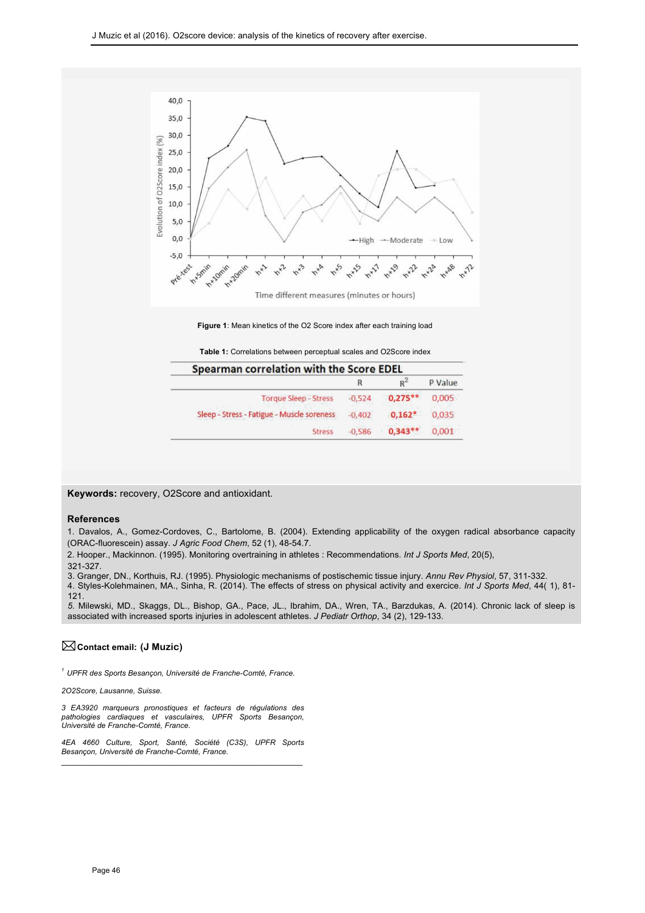40,0
35,0
30,0
25,0
20,0
15,0
10,0
5,0
0,0
-5,0

Evolution of O2Score index (%)

High Moderate Low

Pré-test h+5min h+10min h+20min h+1 h+2 h+3 h+4 h+5 h+15 h+17 h+19 h+22 h+24 h+48 h+72

Time different measures (minutes or hours)

**Figure 1**: Mean kinetics of the O2 Score index after each training load

**Table 1:** Correlations between perceptual scales and O2Score index

| Spearman correlation with the Score EDEL | R | $R^2$ | P Value |
|---|---|---|---|
| Torque Sleep - Stress | -0,524 | **0,275\*\*** | 0,005 |
| Sleep - Stress - Fatigue - Muscle soreness | -0,402 | **0,162\*** | 0,035 |
| Stress | -0,586 | **0,343\*\*** | 0,001 |

**Keywords:** recovery, O2Score and antioxidant.

**References**

1. Davalos, A., Gomez-Cordoves, C., Bartolome, B. (2004). Extending applicability of the oxygen radical absorbance capacity (ORAC-fluorescein) assay. *J Agric Food Chem*, 52 (1), 48-54.7.
2. Hooper., Mackinnon. (1995). Monitoring overtraining in athletes : Recommendations. *Int J Sports Med*, 20(5), 321-327.
3. Granger, DN., Korthuis, RJ. (1995). Physiologic mechanisms of postischemic tissue injury. *Annu Rev Physiol*, 57, 311-332.
4. Styles-Kolehmainen, MA., Sinha, R. (2014). The effects of stress on physical activity and exercise. *Int J Sports Med*, 44( 1), 81-121.
5. Milewski, MD., Skaggs, DL., Bishop, GA., Pace, JL., Ibrahim, DA., Wren, TA., Barzdukas, A. (2014). Chronic lack of sleep is associated with increased sports injuries in adolescent athletes. *J Pediatr Orthop*, 34 (2), 129-133.

**Contact email: (J Muzic)**

*[1] UPFR des Sports Besançon, Université de Franche-Comté, France.*

*2O2Score, Lausanne, Suisse.*

*3 EA3920 marqueurs pronostiques et facteurs de régulations des pathologies cardiaques et vasculaires, UPFR Sports Besançon, Université de Franche-Comté, France.*

*4EA 4660 Culture, Sport, Santé, Société (C3S), UPFR Sports Besançon, Université de Franche-Comté, France.*